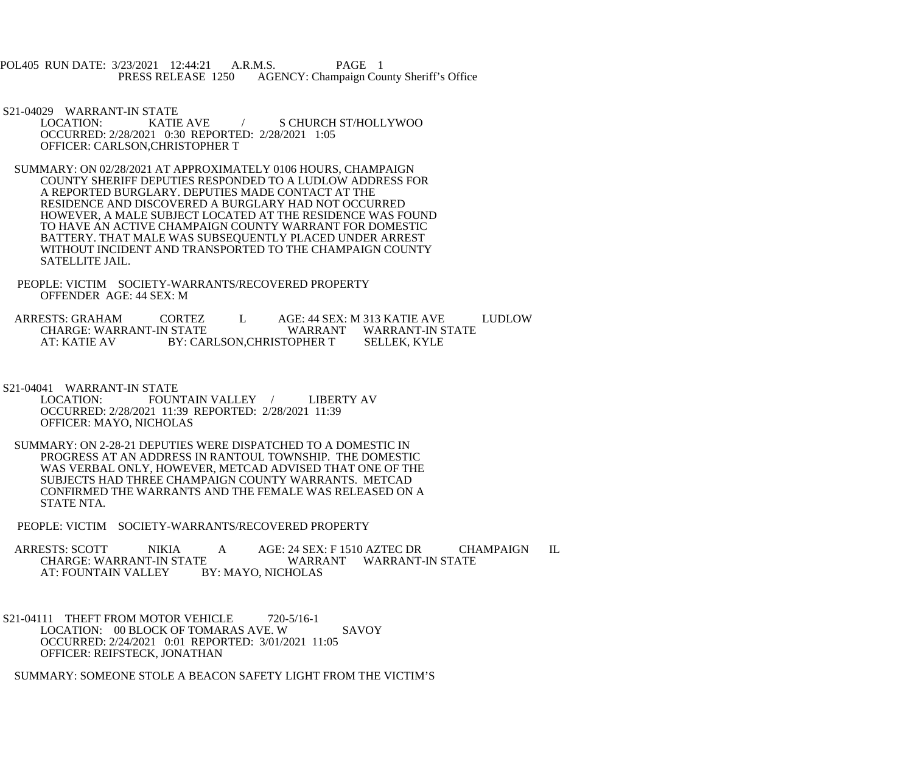POL405 RUN DATE: 3/23/2021 12:44:21 A.R.M.S. PAGE 1
PRESS RELEASE 1250 AGENCY: Champaign County Sheriff's Office

S21-04029 WARRANT-IN STATE
LOCATION: KATIE AVE / S CHURCH ST/HOLLYWOO
OCCURRED: 2/28/2021 0:30 REPORTED: 2/28/2021 1:05
OFFICER: CARLSON,CHRISTOPHER T

SUMMARY: ON 02/28/2021 AT APPROXIMATELY 0106 HOURS, CHAMPAIGN COUNTY SHERIFF DEPUTIES RESPONDED TO A LUDLOW ADDRESS FOR A REPORTED BURGLARY. DEPUTIES MADE CONTACT AT THE RESIDENCE AND DISCOVERED A BURGLARY HAD NOT OCCURRED HOWEVER, A MALE SUBJECT LOCATED AT THE RESIDENCE WAS FOUND TO HAVE AN ACTIVE CHAMPAIGN COUNTY WARRANT FOR DOMESTIC BATTERY. THAT MALE WAS SUBSEQUENTLY PLACED UNDER ARREST WITHOUT INCIDENT AND TRANSPORTED TO THE CHAMPAIGN COUNTY SATELLITE JAIL.

PEOPLE: VICTIM SOCIETY-WARRANTS/RECOVERED PROPERTY
OFFENDER AGE: 44 SEX: M

ARRESTS: GRAHAM CORTEZ L AGE: 44 SEX: M 313 KATIE AVE LUDLOW
CHARGE: WARRANT-IN STATE WARRANT WARRANT-IN STATE
AT: KATIE AV BY: CARLSON,CHRISTOPHER T SELLEK, KYLE

S21-04041 WARRANT-IN STATE
LOCATION: FOUNTAIN VALLEY / LIBERTY AV
OCCURRED: 2/28/2021 11:39 REPORTED: 2/28/2021 11:39
OFFICER: MAYO, NICHOLAS

SUMMARY: ON 2-28-21 DEPUTIES WERE DISPATCHED TO A DOMESTIC IN PROGRESS AT AN ADDRESS IN RANTOUL TOWNSHIP. THE DOMESTIC WAS VERBAL ONLY, HOWEVER, METCAD ADVISED THAT ONE OF THE SUBJECTS HAD THREE CHAMPAIGN COUNTY WARRANTS. METCAD CONFIRMED THE WARRANTS AND THE FEMALE WAS RELEASED ON A STATE NTA.

PEOPLE: VICTIM SOCIETY-WARRANTS/RECOVERED PROPERTY

ARRESTS: SCOTT NIKIA A AGE: 24 SEX: F 1510 AZTEC DR CHAMPAIGN IL
CHARGE: WARRANT-IN STATE WARRANT WARRANT-IN STATE
AT: FOUNTAIN VALLEY BY: MAYO, NICHOLAS

S21-04111 THEFT FROM MOTOR VEHICLE 720-5/16-1
LOCATION: 00 BLOCK OF TOMARAS AVE. W SAVOY
OCCURRED: 2/24/2021 0:01 REPORTED: 3/01/2021 11:05
OFFICER: REIFSTECK, JONATHAN

SUMMARY: SOMEONE STOLE A BEACON SAFETY LIGHT FROM THE VICTIM'S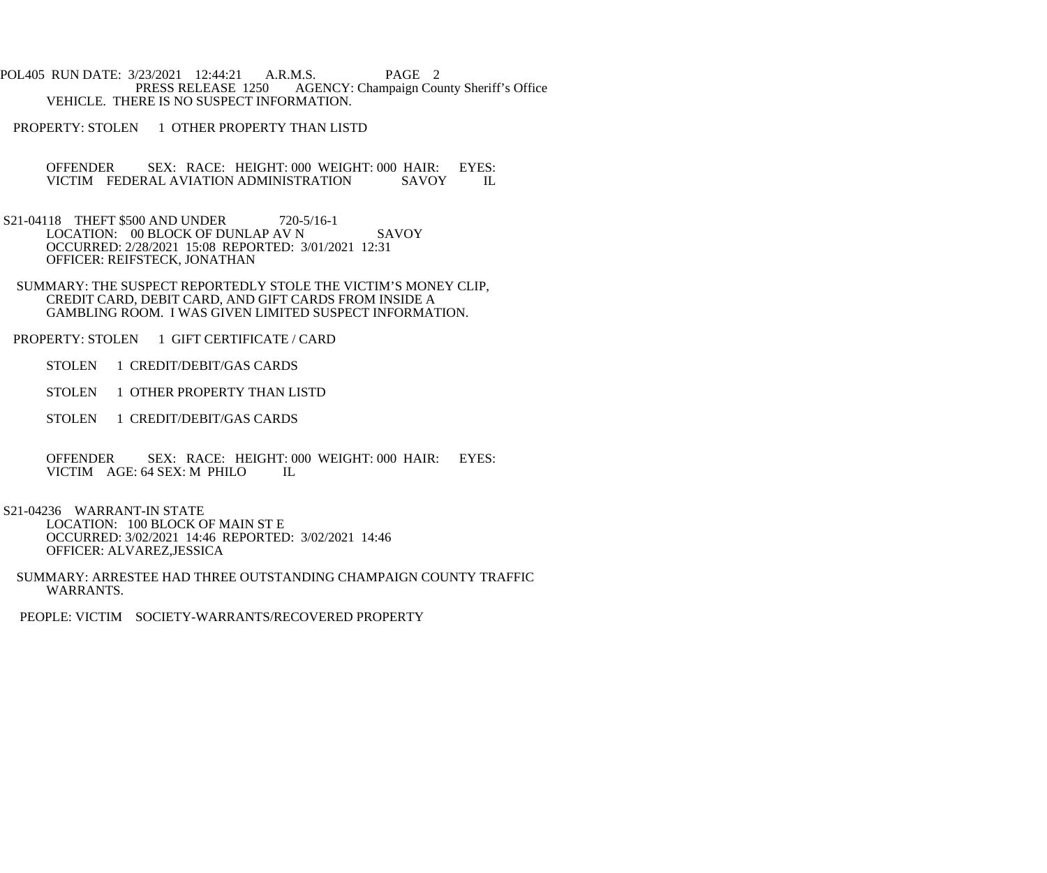VEHICLE. THERE IS NO SUSPECT INFORMATION.

PROPERTY: STOLEN 1 OTHER PROPERTY THAN LISTD

OFFENDER SEX: RACE: HEIGHT: 000 WEIGHT: 000 HAIR: EYES:
VICTIM FEDERAL AVIATION ADMINISTRATION SAVOY IL

S21-04118 THEFT $500 AND UNDER 720-5/16-1
LOCATION: 00 BLOCK OF DUNLAP AV N SAVOY
OCCURRED: 2/28/2021 15:08 REPORTED: 3/01/2021 12:31
OFFICER: REIFSTECK, JONATHAN

SUMMARY: THE SUSPECT REPORTEDLY STOLE THE VICTIM'S MONEY CLIP, CREDIT CARD, DEBIT CARD, AND GIFT CARDS FROM INSIDE A GAMBLING ROOM. I WAS GIVEN LIMITED SUSPECT INFORMATION.

PROPERTY: STOLEN 1 GIFT CERTIFICATE / CARD

STOLEN 1 CREDIT/DEBIT/GAS CARDS

STOLEN 1 OTHER PROPERTY THAN LISTD

STOLEN 1 CREDIT/DEBIT/GAS CARDS

OFFENDER SEX: RACE: HEIGHT: 000 WEIGHT: 000 HAIR: EYES:
VICTIM AGE: 64 SEX: M PHILO IL

S21-04236 WARRANT-IN STATE
LOCATION: 100 BLOCK OF MAIN ST E
OCCURRED: 3/02/2021 14:46 REPORTED: 3/02/2021 14:46
OFFICER: ALVAREZ,JESSICA

SUMMARY: ARRESTEE HAD THREE OUTSTANDING CHAMPAIGN COUNTY TRAFFIC WARRANTS.

PEOPLE: VICTIM SOCIETY-WARRANTS/RECOVERED PROPERTY